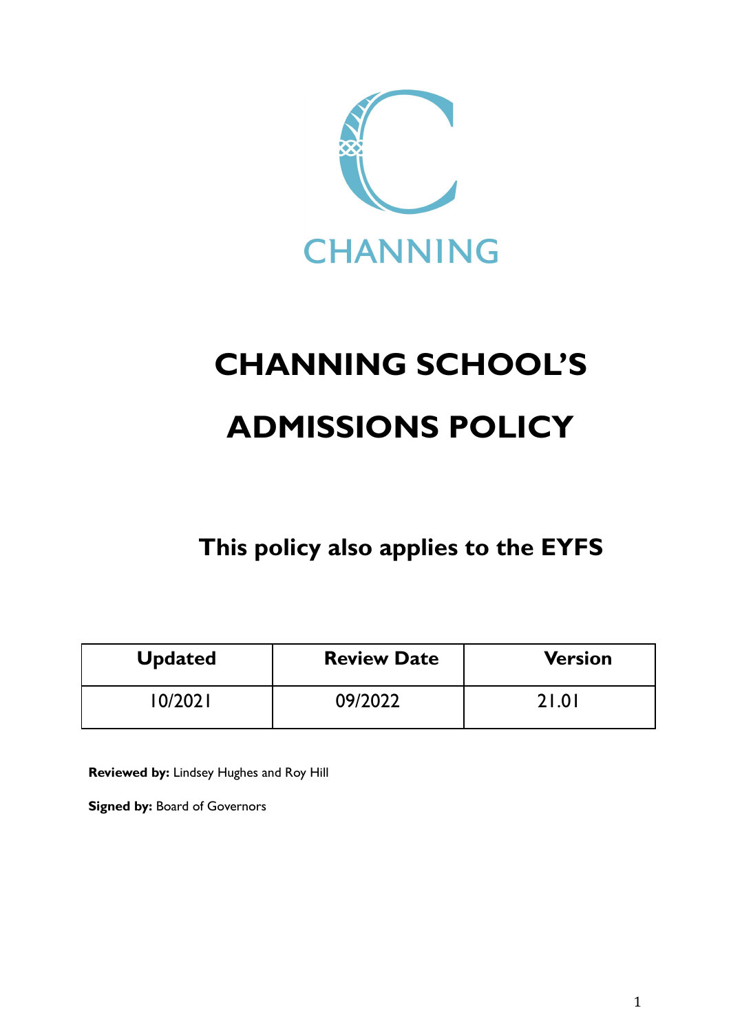CHANNING

# CHANNING SCHOOL'S ADMISSIONS POLICY

## This policy also applies to the EYFS

| Updated | Review Date | Version |
|---|---|---|
| 10/2021 | 09/2022 | 21.01 |

**Reviewed by:** Lindsey Hughes and Roy Hill

**Signed by:** Board of Governors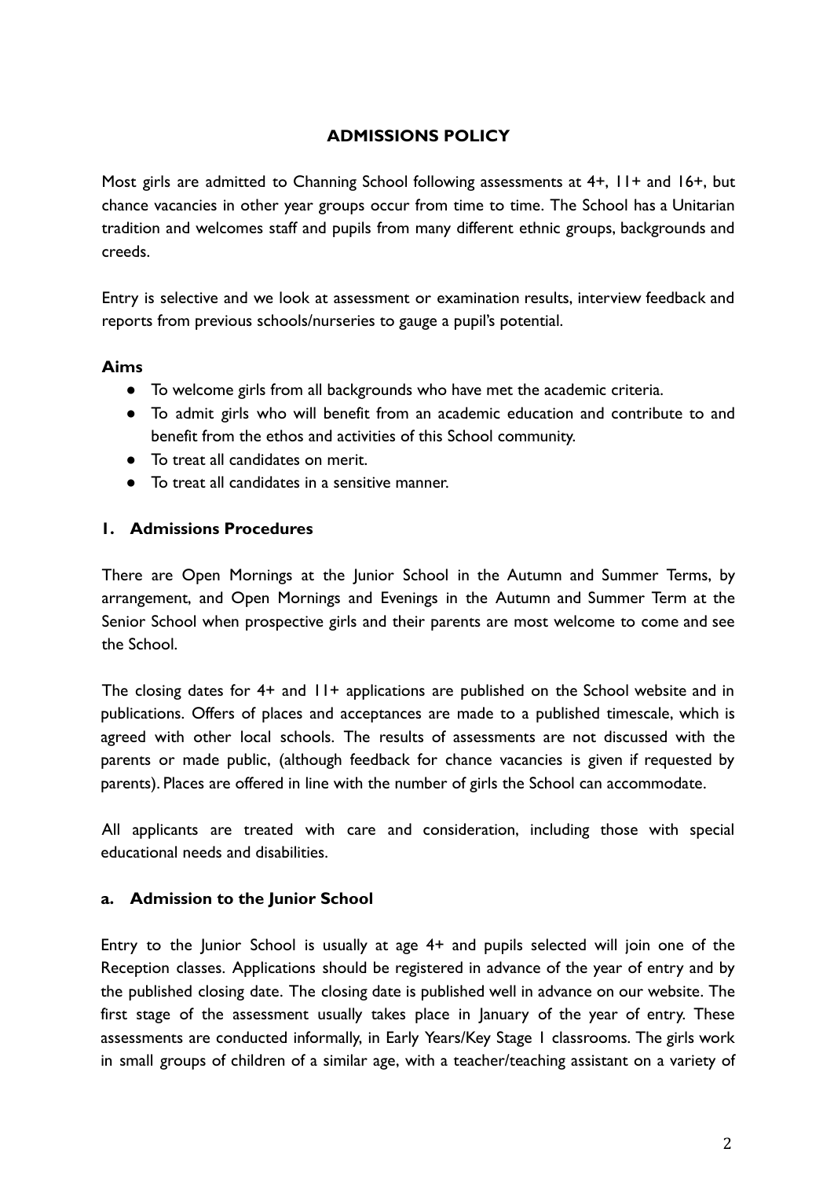# ADMISSIONS POLICY

Most girls are admitted to Channing School following assessments at 4+, 11+ and 16+, but chance vacancies in other year groups occur from time to time. The School has a Unitarian tradition and welcomes staff and pupils from many different ethnic groups, backgrounds and creeds.

Entry is selective and we look at assessment or examination results, interview feedback and reports from previous schools/nurseries to gauge a pupil's potential.

**Aims**

- To welcome girls from all backgrounds who have met the academic criteria.
- To admit girls who will benefit from an academic education and contribute to and benefit from the ethos and activities of this School community.
- To treat all candidates on merit.
- To treat all candidates in a sensitive manner.

## 1. Admissions Procedures

There are Open Mornings at the Junior School in the Autumn and Summer Terms, by arrangement, and Open Mornings and Evenings in the Autumn and Summer Term at the Senior School when prospective girls and their parents are most welcome to come and see the School.

The closing dates for 4+ and 11+ applications are published on the School website and in publications. Offers of places and acceptances are made to a published timescale, which is agreed with other local schools. The results of assessments are not discussed with the parents or made public, (although feedback for chance vacancies is given if requested by parents). Places are offered in line with the number of girls the School can accommodate.

All applicants are treated with care and consideration, including those with special educational needs and disabilities.

### a. Admission to the Junior School

Entry to the Junior School is usually at age 4+ and pupils selected will join one of the Reception classes. Applications should be registered in advance of the year of entry and by the published closing date. The closing date is published well in advance on our website. The first stage of the assessment usually takes place in January of the year of entry. These assessments are conducted informally, in Early Years/Key Stage 1 classrooms. The girls work in small groups of children of a similar age, with a teacher/teaching assistant on a variety of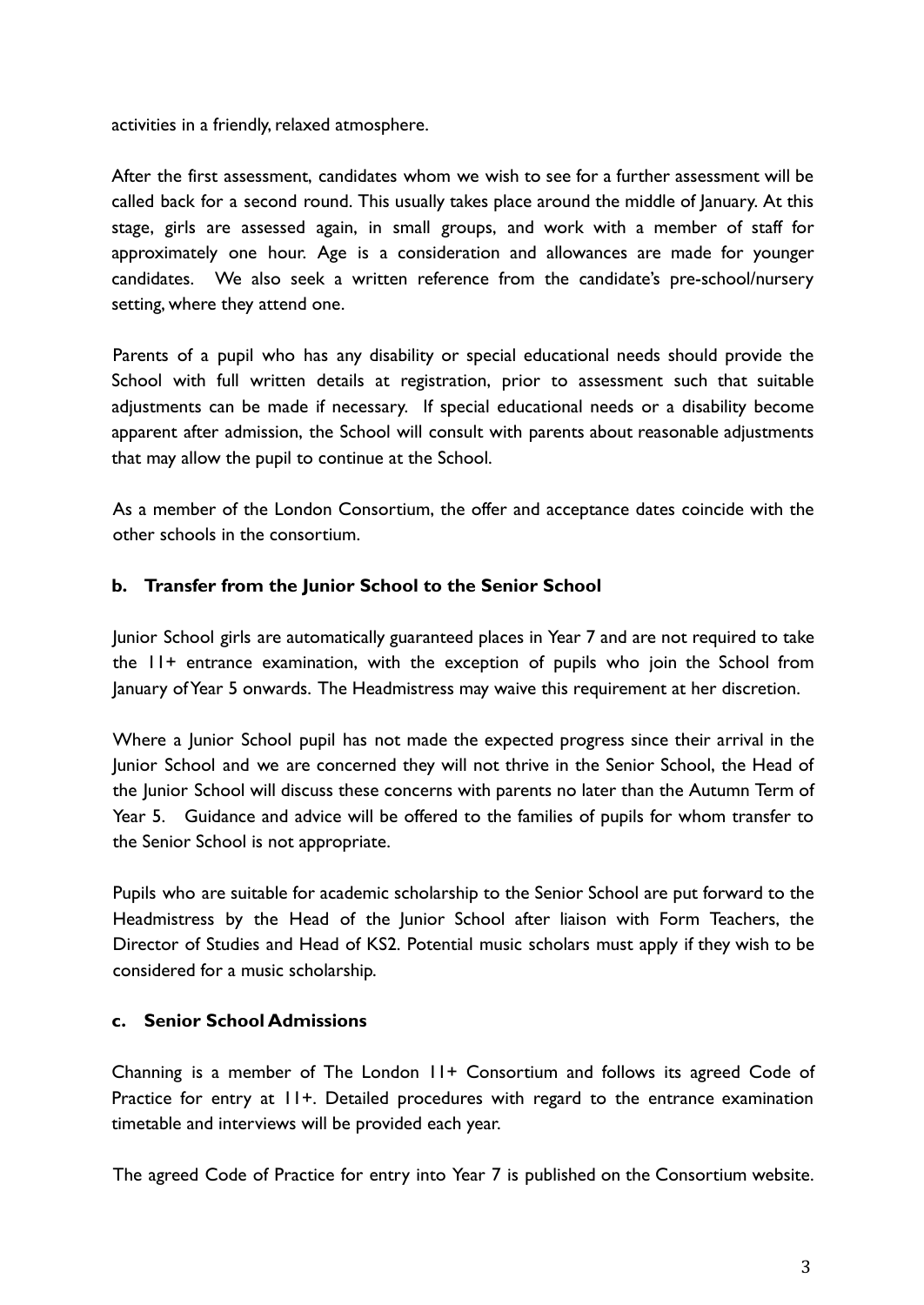activities in a friendly, relaxed atmosphere.

After the first assessment, candidates whom we wish to see for a further assessment will be called back for a second round. This usually takes place around the middle of January. At this stage, girls are assessed again, in small groups, and work with a member of staff for approximately one hour. Age is a consideration and allowances are made for younger candidates. We also seek a written reference from the candidate's pre-school/nursery setting, where they attend one.

Parents of a pupil who has any disability or special educational needs should provide the School with full written details at registration, prior to assessment such that suitable adjustments can be made if necessary. If special educational needs or a disability become apparent after admission, the School will consult with parents about reasonable adjustments that may allow the pupil to continue at the School.

As a member of the London Consortium, the offer and acceptance dates coincide with the other schools in the consortium.

### b. Transfer from the Junior School to the Senior School

Junior School girls are automatically guaranteed places in Year 7 and are not required to take the 11+ entrance examination, with the exception of pupils who join the School from January of Year 5 onwards. The Headmistress may waive this requirement at her discretion.

Where a Junior School pupil has not made the expected progress since their arrival in the Junior School and we are concerned they will not thrive in the Senior School, the Head of the Junior School will discuss these concerns with parents no later than the Autumn Term of Year 5. Guidance and advice will be offered to the families of pupils for whom transfer to the Senior School is not appropriate.

Pupils who are suitable for academic scholarship to the Senior School are put forward to the Headmistress by the Head of the Junior School after liaison with Form Teachers, the Director of Studies and Head of KS2. Potential music scholars must apply if they wish to be considered for a music scholarship.

### c. Senior School Admissions

Channing is a member of The London 11+ Consortium and follows its agreed Code of Practice for entry at 11+. Detailed procedures with regard to the entrance examination timetable and interviews will be provided each year.

The agreed Code of Practice for entry into Year 7 is published on the Consortium website.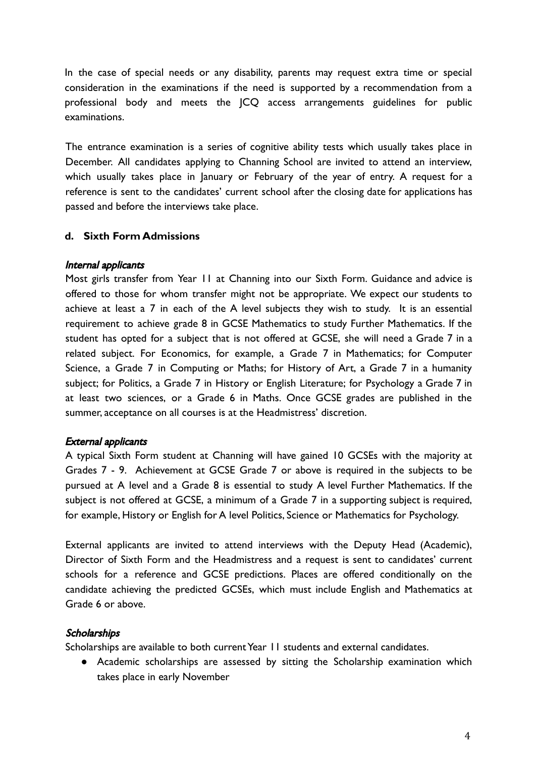In the case of special needs or any disability, parents may request extra time or special consideration in the examinations if the need is supported by a recommendation from a professional body and meets the JCQ access arrangements guidelines for public examinations.

The entrance examination is a series of cognitive ability tests which usually takes place in December. All candidates applying to Channing School are invited to attend an interview, which usually takes place in January or February of the year of entry. A request for a reference is sent to the candidates' current school after the closing date for applications has passed and before the interviews take place.

### d. Sixth Form Admissions

*Internal applicants*

Most girls transfer from Year 11 at Channing into our Sixth Form. Guidance and advice is offered to those for whom transfer might not be appropriate. We expect our students to achieve at least a 7 in each of the A level subjects they wish to study. It is an essential requirement to achieve grade 8 in GCSE Mathematics to study Further Mathematics. If the student has opted for a subject that is not offered at GCSE, she will need a Grade 7 in a related subject. For Economics, for example, a Grade 7 in Mathematics; for Computer Science, a Grade 7 in Computing or Maths; for History of Art, a Grade 7 in a humanity subject; for Politics, a Grade 7 in History or English Literature; for Psychology a Grade 7 in at least two sciences, or a Grade 6 in Maths. Once GCSE grades are published in the summer, acceptance on all courses is at the Headmistress' discretion.

*External applicants*

A typical Sixth Form student at Channing will have gained 10 GCSEs with the majority at Grades 7 - 9. Achievement at GCSE Grade 7 or above is required in the subjects to be pursued at A level and a Grade 8 is essential to study A level Further Mathematics. If the subject is not offered at GCSE, a minimum of a Grade 7 in a supporting subject is required, for example, History or English for A level Politics, Science or Mathematics for Psychology.

External applicants are invited to attend interviews with the Deputy Head (Academic), Director of Sixth Form and the Headmistress and a request is sent to candidates' current schools for a reference and GCSE predictions. Places are offered conditionally on the candidate achieving the predicted GCSEs, which must include English and Mathematics at Grade 6 or above.

*Scholarships*

Scholarships are available to both current Year 11 students and external candidates.

- Academic scholarships are assessed by sitting the Scholarship examination which takes place in early November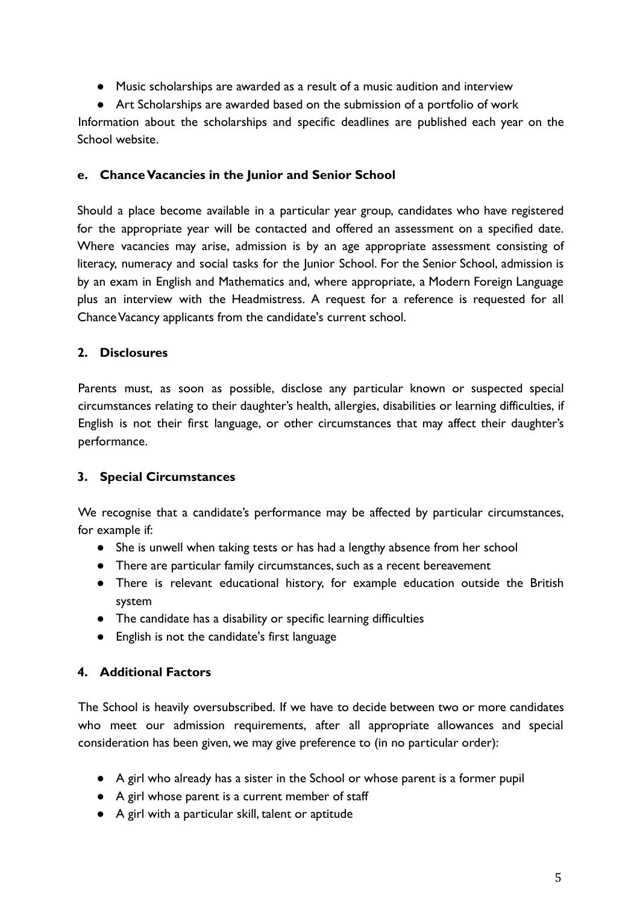- Music scholarships are awarded as a result of a music audition and interview
- Art Scholarships are awarded based on the submission of a portfolio of work

Information about the scholarships and specific deadlines are published each year on the School website.

**e. Chance Vacancies in the Junior and Senior School**

Should a place become available in a particular year group, candidates who have registered for the appropriate year will be contacted and offered an assessment on a specified date. Where vacancies may arise, admission is by an age appropriate assessment consisting of literacy, numeracy and social tasks for the Junior School. For the Senior School, admission is by an exam in English and Mathematics and, where appropriate, a Modern Foreign Language plus an interview with the Headmistress. A request for a reference is requested for all Chance Vacancy applicants from the candidate's current school.

## 2. Disclosures

Parents must, as soon as possible, disclose any particular known or suspected special circumstances relating to their daughter's health, allergies, disabilities or learning difficulties, if English is not their first language, or other circumstances that may affect their daughter's performance.

## 3. Special Circumstances

We recognise that a candidate's performance may be affected by particular circumstances, for example if:

- She is unwell when taking tests or has had a lengthy absence from her school
- There are particular family circumstances, such as a recent bereavement
- There is relevant educational history, for example education outside the British system
- The candidate has a disability or specific learning difficulties
- English is not the candidate's first language

## 4. Additional Factors

The School is heavily oversubscribed. If we have to decide between two or more candidates who meet our admission requirements, after all appropriate allowances and special consideration has been given, we may give preference to (in no particular order):

- A girl who already has a sister in the School or whose parent is a former pupil
- A girl whose parent is a current member of staff
- A girl with a particular skill, talent or aptitude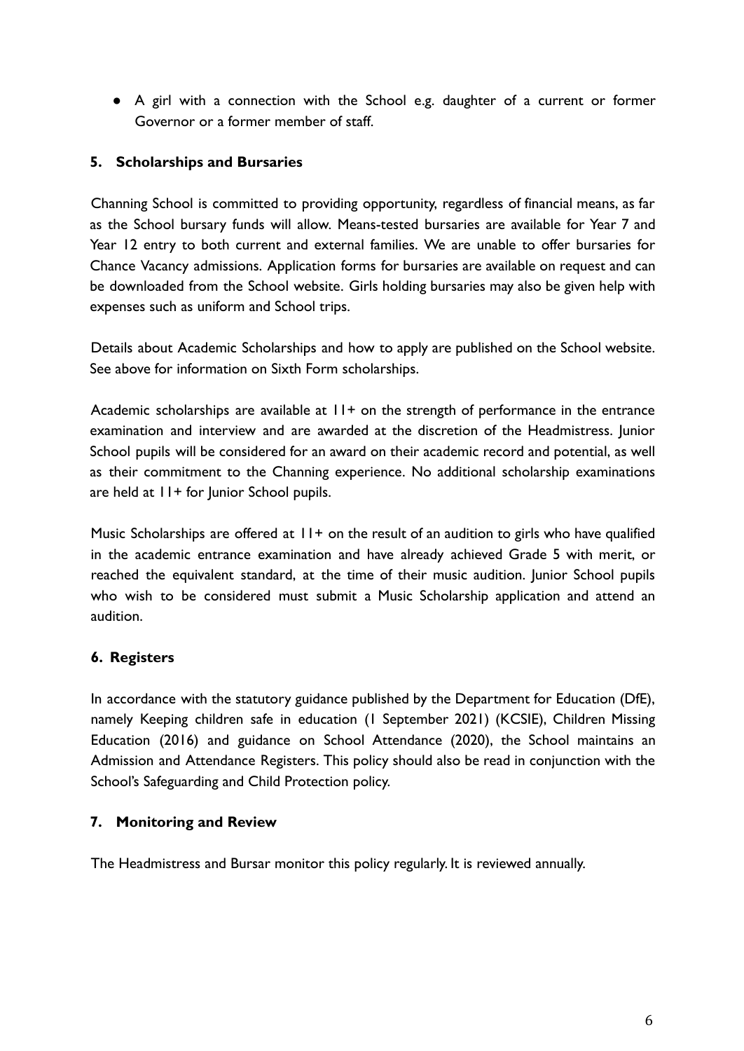- A girl with a connection with the School e.g. daughter of a current or former Governor or a former member of staff.

## 5. Scholarships and Bursaries

Channing School is committed to providing opportunity, regardless of financial means, as far as the School bursary funds will allow. Means-tested bursaries are available for Year 7 and Year 12 entry to both current and external families. We are unable to offer bursaries for Chance Vacancy admissions. Application forms for bursaries are available on request and can be downloaded from the School website. Girls holding bursaries may also be given help with expenses such as uniform and School trips.

Details about Academic Scholarships and how to apply are published on the School website. See above for information on Sixth Form scholarships.

Academic scholarships are available at 11+ on the strength of performance in the entrance examination and interview and are awarded at the discretion of the Headmistress. Junior School pupils will be considered for an award on their academic record and potential, as well as their commitment to the Channing experience. No additional scholarship examinations are held at 11+ for Junior School pupils.

Music Scholarships are offered at 11+ on the result of an audition to girls who have qualified in the academic entrance examination and have already achieved Grade 5 with merit, or reached the equivalent standard, at the time of their music audition. Junior School pupils who wish to be considered must submit a Music Scholarship application and attend an audition.

## 6. Registers

In accordance with the statutory guidance published by the Department for Education (DfE), namely Keeping children safe in education (1 September 2021) (KCSIE), Children Missing Education (2016) and guidance on School Attendance (2020), the School maintains an Admission and Attendance Registers. This policy should also be read in conjunction with the School's Safeguarding and Child Protection policy.

## 7. Monitoring and Review

The Headmistress and Bursar monitor this policy regularly. It is reviewed annually.